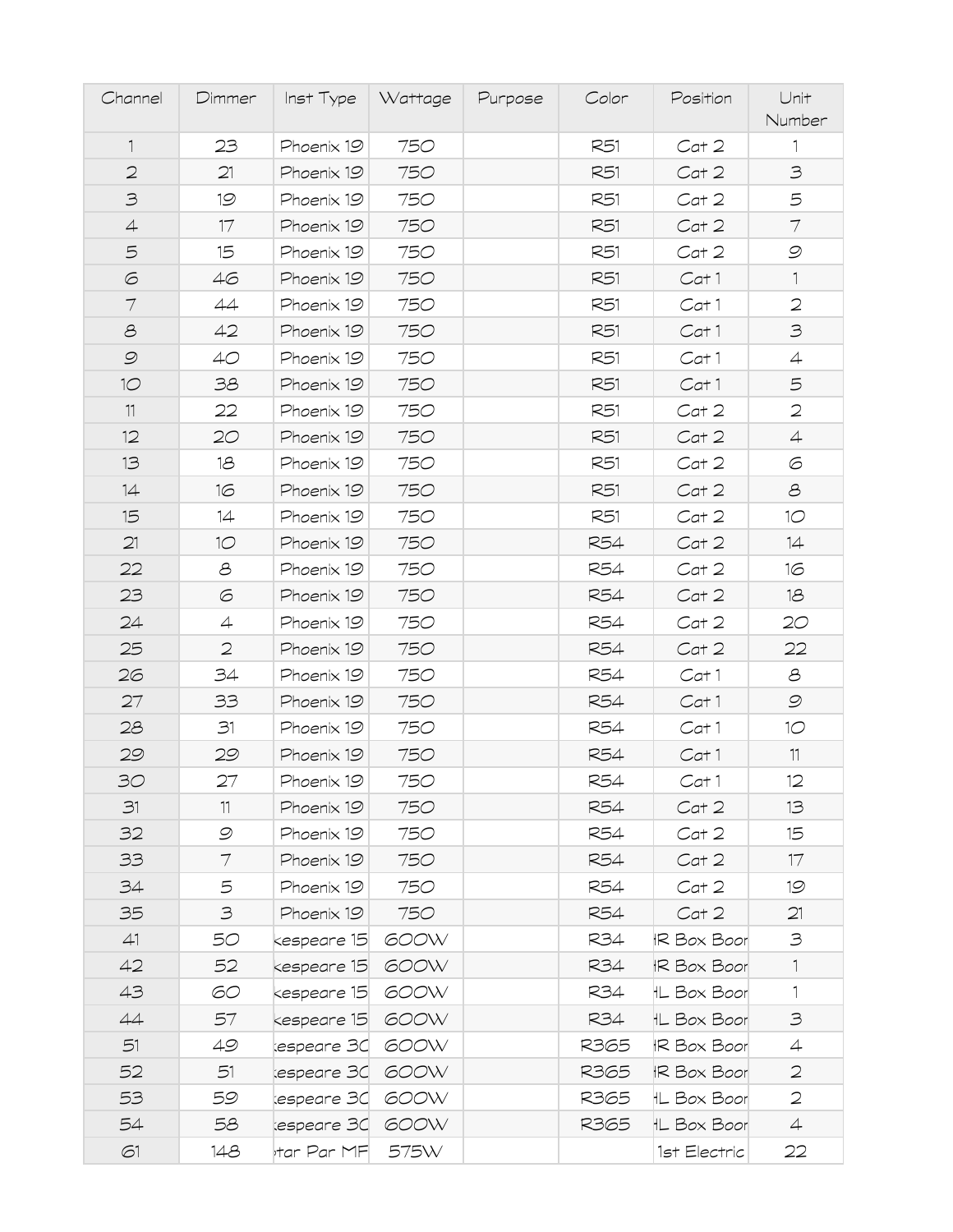| Channel | Dimmer | Inst Type | Wattage | Purpose | Color | Position | Unit Number |
|---|---|---|---|---|---|---|---|
| 1 | 23 | Phoenix 19 | 750 | | R51 | Cat 2 | 1 |
| 2 | 21 | Phoenix 19 | 750 | | R51 | Cat 2 | 3 |
| 3 | 19 | Phoenix 19 | 750 | | R51 | Cat 2 | 5 |
| 4 | 17 | Phoenix 19 | 750 | | R51 | Cat 2 | 7 |
| 5 | 15 | Phoenix 19 | 750 | | R51 | Cat 2 | 9 |
| 6 | 46 | Phoenix 19 | 750 | | R51 | Cat 1 | 1 |
| 7 | 44 | Phoenix 19 | 750 | | R51 | Cat 1 | 2 |
| 8 | 42 | Phoenix 19 | 750 | | R51 | Cat 1 | 3 |
| 9 | 40 | Phoenix 19 | 750 | | R51 | Cat 1 | 4 |
| 10 | 38 | Phoenix 19 | 750 | | R51 | Cat 1 | 5 |
| 11 | 22 | Phoenix 19 | 750 | | R51 | Cat 2 | 2 |
| 12 | 20 | Phoenix 19 | 750 | | R51 | Cat 2 | 4 |
| 13 | 18 | Phoenix 19 | 750 | | R51 | Cat 2 | 6 |
| 14 | 16 | Phoenix 19 | 750 | | R51 | Cat 2 | 8 |
| 15 | 14 | Phoenix 19 | 750 | | R51 | Cat 2 | 10 |
| 21 | 10 | Phoenix 19 | 750 | | R54 | Cat 2 | 14 |
| 22 | 8 | Phoenix 19 | 750 | | R54 | Cat 2 | 16 |
| 23 | 6 | Phoenix 19 | 750 | | R54 | Cat 2 | 18 |
| 24 | 4 | Phoenix 19 | 750 | | R54 | Cat 2 | 20 |
| 25 | 2 | Phoenix 19 | 750 | | R54 | Cat 2 | 22 |
| 26 | 34 | Phoenix 19 | 750 | | R54 | Cat 1 | 8 |
| 27 | 33 | Phoenix 19 | 750 | | R54 | Cat 1 | 9 |
| 28 | 31 | Phoenix 19 | 750 | | R54 | Cat 1 | 10 |
| 29 | 29 | Phoenix 19 | 750 | | R54 | Cat 1 | 11 |
| 30 | 27 | Phoenix 19 | 750 | | R54 | Cat 1 | 12 |
| 31 | 11 | Phoenix 19 | 750 | | R54 | Cat 2 | 13 |
| 32 | 9 | Phoenix 19 | 750 | | R54 | Cat 2 | 15 |
| 33 | 7 | Phoenix 19 | 750 | | R54 | Cat 2 | 17 |
| 34 | 5 | Phoenix 19 | 750 | | R54 | Cat 2 | 19 |
| 35 | 3 | Phoenix 19 | 750 | | R54 | Cat 2 | 21 |
| 41 | 50 | kespeare 15 | 600W | | R34 | HR Box Boor | 3 |
| 42 | 52 | kespeare 15 | 600W | | R34 | HR Box Boor | 1 |
| 43 | 60 | kespeare 15 | 600W | | R34 | HL Box Boor | 1 |
| 44 | 57 | kespeare 15 | 600W | | R34 | HL Box Boor | 3 |
| 51 | 49 | kespeare 3C | 600W | | R365 | HR Box Boor | 4 |
| 52 | 51 | kespeare 3C | 600W | | R365 | HR Box Boor | 2 |
| 53 | 59 | kespeare 3C | 600W | | R365 | HL Box Boor | 2 |
| 54 | 58 | kespeare 3C | 600W | | R365 | HL Box Boor | 4 |
| 61 | 148 | star Par MF | 575W | | | 1st Electric | 22 |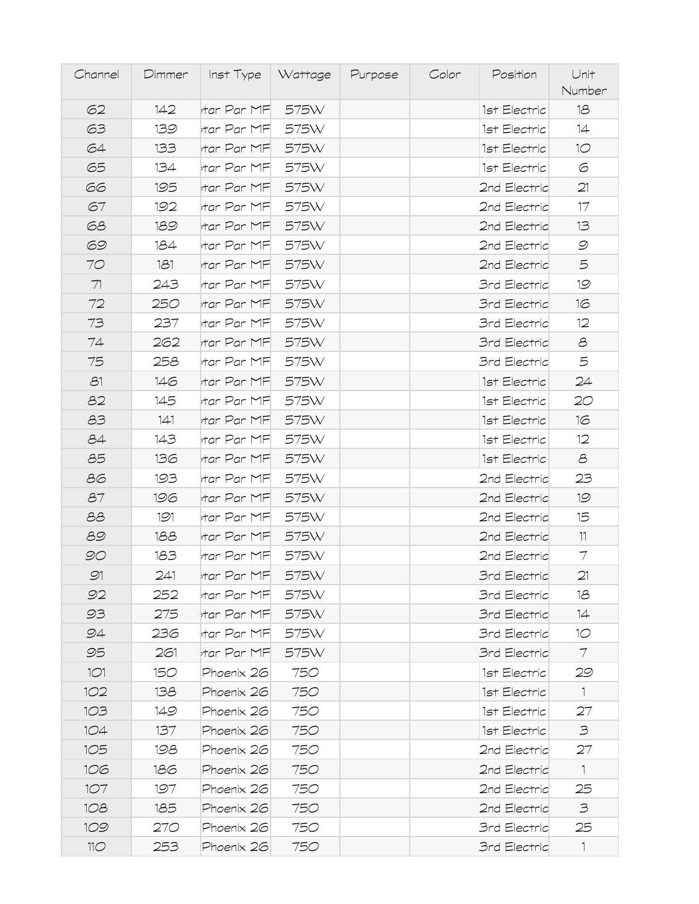| Channel | Dimmer | Inst Type | Wattage | Purpose | Color | Position | Unit Number |
|---|---|---|---|---|---|---|---|
| 62 | 142 | tar Par MF | 575W | | | 1st Electric | 18 |
| 63 | 139 | tar Par MF | 575W | | | 1st Electric | 14 |
| 64 | 133 | tar Par MF | 575W | | | 1st Electric | 10 |
| 65 | 134 | tar Par MF | 575W | | | 1st Electric | 6 |
| 66 | 195 | tar Par MF | 575W | | | 2nd Electric | 21 |
| 67 | 192 | tar Par MF | 575W | | | 2nd Electric | 17 |
| 68 | 189 | tar Par MF | 575W | | | 2nd Electric | 13 |
| 69 | 184 | tar Par MF | 575W | | | 2nd Electric | 9 |
| 70 | 181 | tar Par MF | 575W | | | 2nd Electric | 5 |
| 71 | 243 | tar Par MF | 575W | | | 3rd Electric | 19 |
| 72 | 250 | tar Par MF | 575W | | | 3rd Electric | 16 |
| 73 | 237 | tar Par MF | 575W | | | 3rd Electric | 12 |
| 74 | 262 | tar Par MF | 575W | | | 3rd Electric | 8 |
| 75 | 258 | tar Par MF | 575W | | | 3rd Electric | 5 |
| 81 | 146 | tar Par MF | 575W | | | 1st Electric | 24 |
| 82 | 145 | tar Par MF | 575W | | | 1st Electric | 20 |
| 83 | 141 | tar Par MF | 575W | | | 1st Electric | 16 |
| 84 | 143 | tar Par MF | 575W | | | 1st Electric | 12 |
| 85 | 136 | tar Par MF | 575W | | | 1st Electric | 8 |
| 86 | 193 | tar Par MF | 575W | | | 2nd Electric | 23 |
| 87 | 196 | tar Par MF | 575W | | | 2nd Electric | 19 |
| 88 | 191 | tar Par MF | 575W | | | 2nd Electric | 15 |
| 89 | 188 | tar Par MF | 575W | | | 2nd Electric | 11 |
| 90 | 183 | tar Par MF | 575W | | | 2nd Electric | 7 |
| 91 | 241 | tar Par MF | 575W | | | 3rd Electric | 21 |
| 92 | 252 | tar Par MF | 575W | | | 3rd Electric | 18 |
| 93 | 275 | tar Par MF | 575W | | | 3rd Electric | 14 |
| 94 | 236 | tar Par MF | 575W | | | 3rd Electric | 10 |
| 95 | 261 | tar Par MF | 575W | | | 3rd Electric | 7 |
| 101 | 150 | Phoenix 26 | 750 | | | 1st Electric | 29 |
| 102 | 138 | Phoenix 26 | 750 | | | 1st Electric | 1 |
| 103 | 149 | Phoenix 26 | 750 | | | 1st Electric | 27 |
| 104 | 137 | Phoenix 26 | 750 | | | 1st Electric | 3 |
| 105 | 198 | Phoenix 26 | 750 | | | 2nd Electric | 27 |
| 106 | 186 | Phoenix 26 | 750 | | | 2nd Electric | 1 |
| 107 | 197 | Phoenix 26 | 750 | | | 2nd Electric | 25 |
| 108 | 185 | Phoenix 26 | 750 | | | 2nd Electric | 3 |
| 109 | 270 | Phoenix 26 | 750 | | | 3rd Electric | 25 |
| 110 | 253 | Phoenix 26 | 750 | | | 3rd Electric | 1 |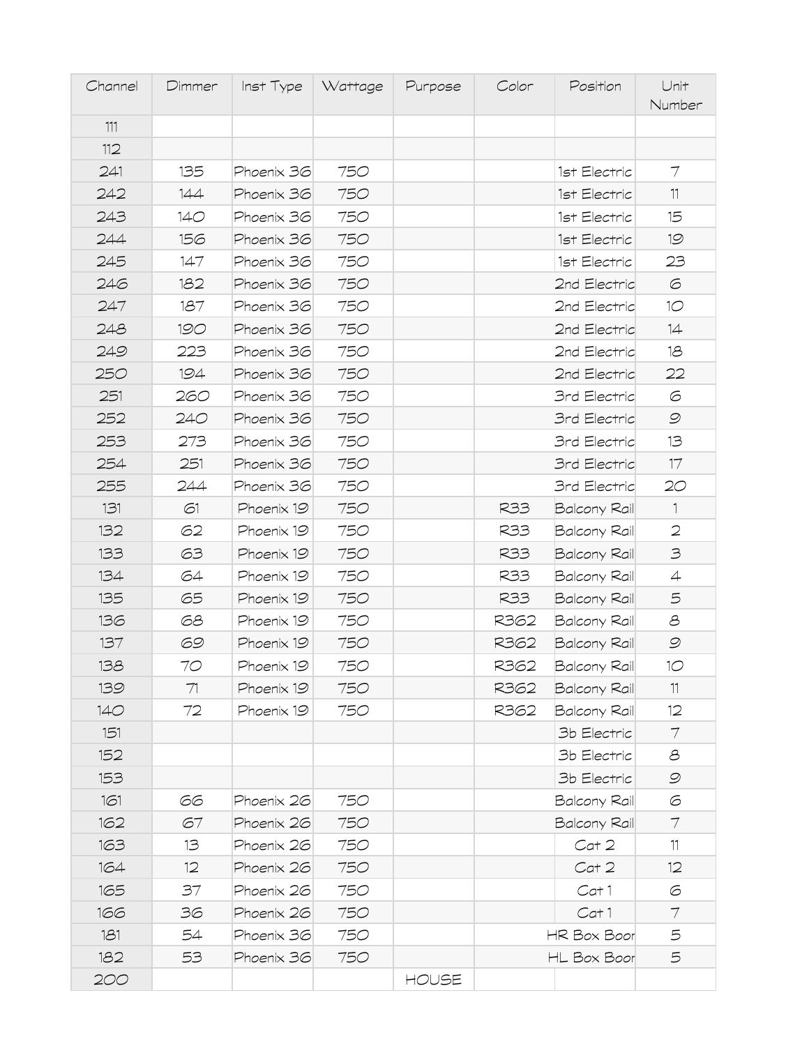| Channel | Dimmer | Inst Type | Wattage | Purpose | Color | Position | Unit Number |
|---|---|---|---|---|---|---|---|
| 111 | | | | | | | |
| 112 | | | | | | | |
| 241 | 135 | Phoenix 36 | 750 | | | 1st Electric | 7 |
| 242 | 144 | Phoenix 36 | 750 | | | 1st Electric | 11 |
| 243 | 140 | Phoenix 36 | 750 | | | 1st Electric | 15 |
| 244 | 156 | Phoenix 36 | 750 | | | 1st Electric | 19 |
| 245 | 147 | Phoenix 36 | 750 | | | 1st Electric | 23 |
| 246 | 182 | Phoenix 36 | 750 | | | 2nd Electric | 6 |
| 247 | 187 | Phoenix 36 | 750 | | | 2nd Electric | 10 |
| 248 | 190 | Phoenix 36 | 750 | | | 2nd Electric | 14 |
| 249 | 223 | Phoenix 36 | 750 | | | 2nd Electric | 18 |
| 250 | 194 | Phoenix 36 | 750 | | | 2nd Electric | 22 |
| 251 | 260 | Phoenix 36 | 750 | | | 3rd Electric | 6 |
| 252 | 240 | Phoenix 36 | 750 | | | 3rd Electric | 9 |
| 253 | 273 | Phoenix 36 | 750 | | | 3rd Electric | 13 |
| 254 | 251 | Phoenix 36 | 750 | | | 3rd Electric | 17 |
| 255 | 244 | Phoenix 36 | 750 | | | 3rd Electric | 20 |
| 131 | 61 | Phoenix 19 | 750 | | R33 | Balcony Rail | 1 |
| 132 | 62 | Phoenix 19 | 750 | | R33 | Balcony Rail | 2 |
| 133 | 63 | Phoenix 19 | 750 | | R33 | Balcony Rail | 3 |
| 134 | 64 | Phoenix 19 | 750 | | R33 | Balcony Rail | 4 |
| 135 | 65 | Phoenix 19 | 750 | | R33 | Balcony Rail | 5 |
| 136 | 68 | Phoenix 19 | 750 | | R362 | Balcony Rail | 8 |
| 137 | 69 | Phoenix 19 | 750 | | R362 | Balcony Rail | 9 |
| 138 | 70 | Phoenix 19 | 750 | | R362 | Balcony Rail | 10 |
| 139 | 71 | Phoenix 19 | 750 | | R362 | Balcony Rail | 11 |
| 140 | 72 | Phoenix 19 | 750 | | R362 | Balcony Rail | 12 |
| 151 | | | | | | 3b Electric | 7 |
| 152 | | | | | | 3b Electric | 8 |
| 153 | | | | | | 3b Electric | 9 |
| 161 | 66 | Phoenix 26 | 750 | | | Balcony Rail | 6 |
| 162 | 67 | Phoenix 26 | 750 | | | Balcony Rail | 7 |
| 163 | 13 | Phoenix 26 | 750 | | | Cat 2 | 11 |
| 164 | 12 | Phoenix 26 | 750 | | | Cat 2 | 12 |
| 165 | 37 | Phoenix 26 | 750 | | | Cat 1 | 6 |
| 166 | 36 | Phoenix 26 | 750 | | | Cat 1 | 7 |
| 181 | 54 | Phoenix 36 | 750 | | | HR Box Boor | 5 |
| 182 | 53 | Phoenix 36 | 750 | | | HL Box Boor | 5 |
| 200 | | | | HOUSE | | | |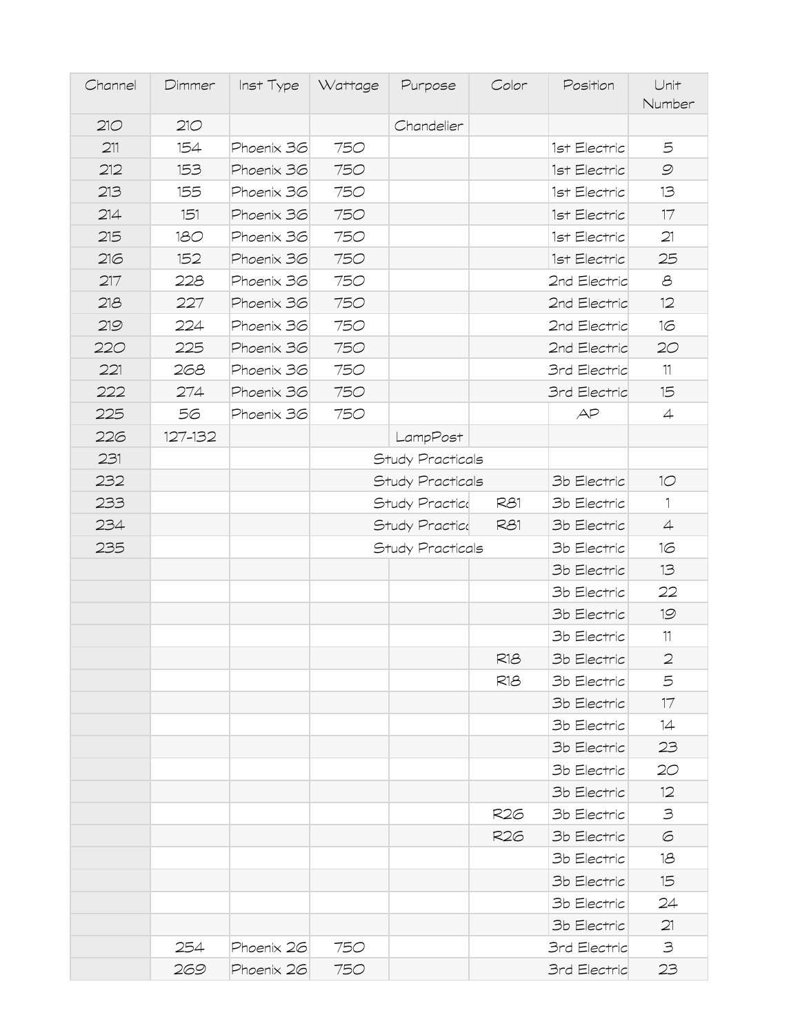| Channel | Dimmer | Inst Type | Wattage | Purpose | Color | Position | Unit Number |
|---|---|---|---|---|---|---|---|
| 210 | 210 | | | Chandelier | | | |
| 211 | 154 | Phoenix 36 | 750 | | | 1st Electric | 5 |
| 212 | 153 | Phoenix 36 | 750 | | | 1st Electric | 9 |
| 213 | 155 | Phoenix 36 | 750 | | | 1st Electric | 13 |
| 214 | 151 | Phoenix 36 | 750 | | | 1st Electric | 17 |
| 215 | 180 | Phoenix 36 | 750 | | | 1st Electric | 21 |
| 216 | 152 | Phoenix 36 | 750 | | | 1st Electric | 25 |
| 217 | 228 | Phoenix 36 | 750 | | | 2nd Electric | 8 |
| 218 | 227 | Phoenix 36 | 750 | | | 2nd Electric | 12 |
| 219 | 224 | Phoenix 36 | 750 | | | 2nd Electric | 16 |
| 220 | 225 | Phoenix 36 | 750 | | | 2nd Electric | 20 |
| 221 | 268 | Phoenix 36 | 750 | | | 3rd Electric | 11 |
| 222 | 274 | Phoenix 36 | 750 | | | 3rd Electric | 15 |
| 225 | 56 | Phoenix 36 | 750 | | | AP | 4 |
| 226 | 127-132 | | | LampPost | | | |
| 231 | | | | Study Practicals | | | |
| 232 | | | | Study Practicals | | 3b Electric | 10 |
| 233 | | | | Study Practic | R81 | 3b Electric | 1 |
| 234 | | | | Study Practic | R81 | 3b Electric | 4 |
| 235 | | | | Study Practicals | | 3b Electric | 16 |
| | | | | | | 3b Electric | 13 |
| | | | | | | 3b Electric | 22 |
| | | | | | | 3b Electric | 19 |
| | | | | | | 3b Electric | 11 |
| | | | | | R18 | 3b Electric | 2 |
| | | | | | R18 | 3b Electric | 5 |
| | | | | | | 3b Electric | 17 |
| | | | | | | 3b Electric | 14 |
| | | | | | | 3b Electric | 23 |
| | | | | | | 3b Electric | 20 |
| | | | | | | 3b Electric | 12 |
| | | | | | R26 | 3b Electric | 3 |
| | | | | | R26 | 3b Electric | 6 |
| | | | | | | 3b Electric | 18 |
| | | | | | | 3b Electric | 15 |
| | | | | | | 3b Electric | 24 |
| | | | | | | 3b Electric | 21 |
| | 254 | Phoenix 26 | 750 | | | 3rd Electric | 3 |
| | 269 | Phoenix 26 | 750 | | | 3rd Electric | 23 |